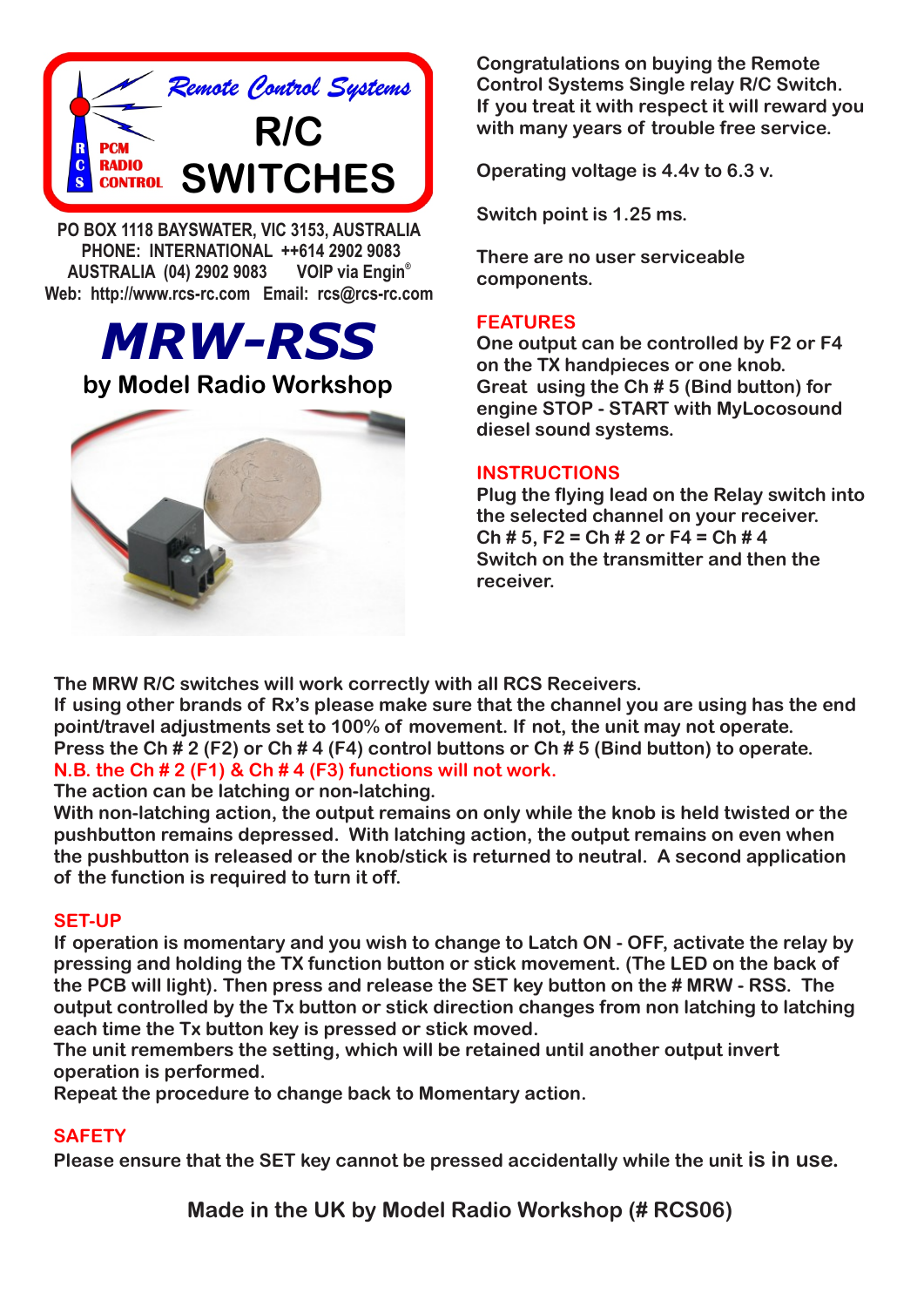Remote Control Systems

R C S PCM RADIO CONTROL

# R/C SWITCHES

PO BOX 1118 BAYSWATER, VIC 3153, AUSTRALIA
PHONE: INTERNATIONAL ++614 2902 9083
AUSTRALIA (04) 2902 9083 VOIP via Engin®
Web: http://www.rcs-rc.com Email: rcs@rcs-rc.com

# MRW-RSS

## by Model Radio Workshop

Congratulations on buying the Remote Control Systems Single relay R/C Switch. If you treat it with respect it will reward you with many years of trouble free service.

Operating voltage is 4.4v to 6.3 v.

Switch point is 1.25 ms.

There are no user serviceable components.

## FEATURES

One output can be controlled by F2 or F4 on the TX handpieces or one knob.
Great using the Ch # 5 (Bind button) for engine STOP - START with MyLocosound diesel sound systems.

## INSTRUCTIONS

Plug the flying lead on the Relay switch into the selected channel on your receiver.
Ch # 5, F2 = Ch # 2 or F4 = Ch # 4
Switch on the transmitter and then the receiver.

The MRW R/C switches will work correctly with all RCS Receivers.
If using other brands of Rx's please make sure that the channel you are using has the end point/travel adjustments set to 100% of movement. If not, the unit may not operate.
Press the Ch # 2 (F2) or Ch # 4 (F4) control buttons or Ch # 5 (Bind button) to operate.
N.B. the Ch # 2 (F1) & Ch # 4 (F3) functions will not work.
The action can be latching or non-latching.
With non-latching action, the output remains on only while the knob is held twisted or the pushbutton remains depressed. With latching action, the output remains on even when the pushbutton is released or the knob/stick is returned to neutral. A second application of the function is required to turn it off.

## SET-UP

If operation is momentary and you wish to change to Latch ON - OFF, activate the relay by pressing and holding the TX function button or stick movement. (The LED on the back of the PCB will light). Then press and release the SET key button on the # MRW - RSS. The output controlled by the Tx button or stick direction changes from non latching to latching each time the Tx button key is pressed or stick moved.
The unit remembers the setting, which will be retained until another output invert operation is performed.
Repeat the procedure to change back to Momentary action.

## SAFETY

Please ensure that the SET key cannot be pressed accidentally while the unit is in use.

**Made in the UK by Model Radio Workshop (# RCS06)**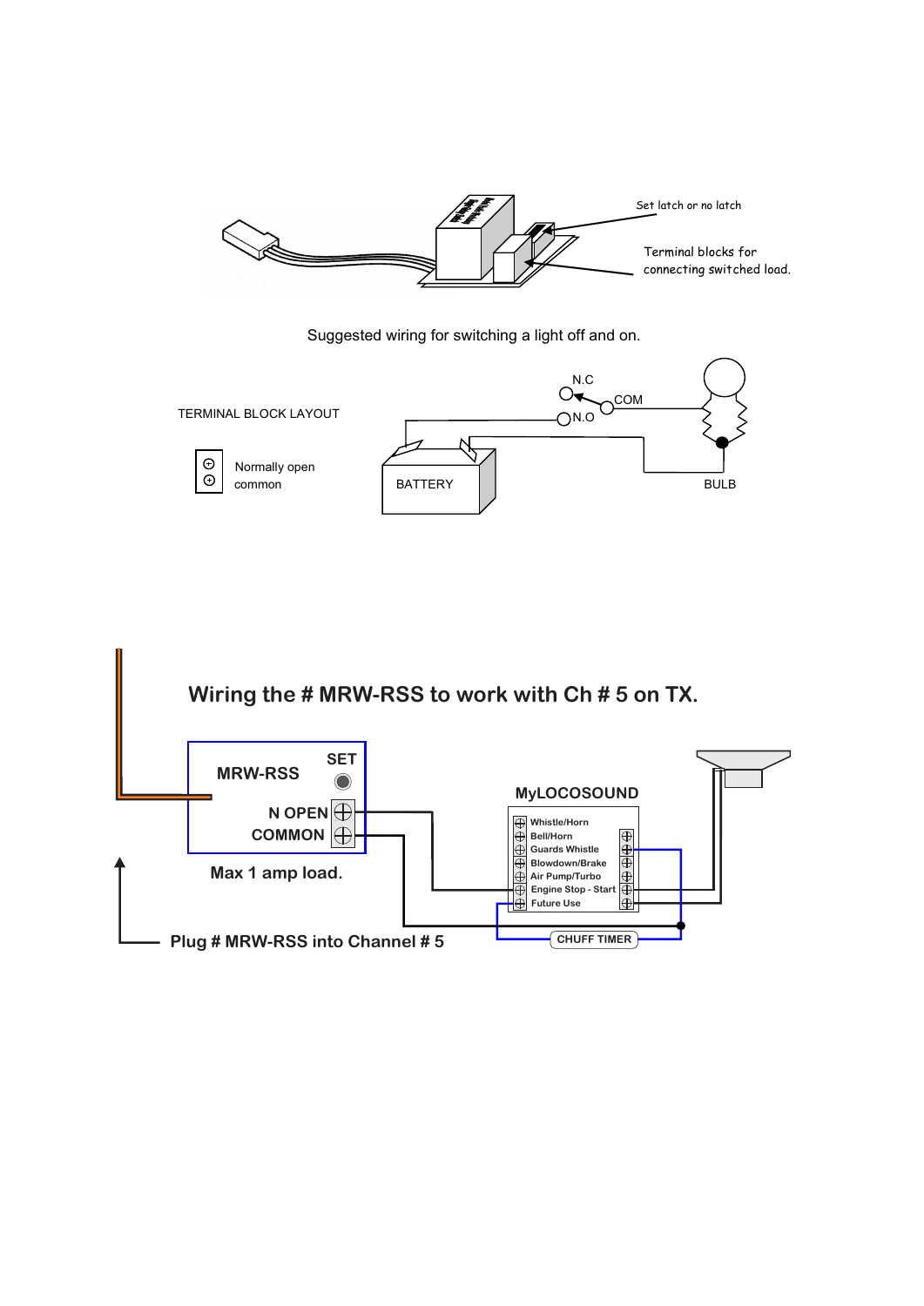Set latch or no latch

Terminal blocks for connecting switched load.

Suggested wiring for switching a light off and on.

TERMINAL BLOCK LAYOUT

Normally open
common

N.C

COM

N.O

BATTERY

BULB

## Wiring the # MRW-RSS to work with Ch # 5 on TX.

MRW-RSS

SET

N OPEN

COMMON

Max 1 amp load.

MyLOCOSOUND

Whistle/Horn
Bell/Horn
Guards Whistle
Blowdown/Brake
Air Pump/Turbo
Engine Stop - Start
Future Use

CHUFF TIMER

Plug # MRW-RSS into Channel # 5